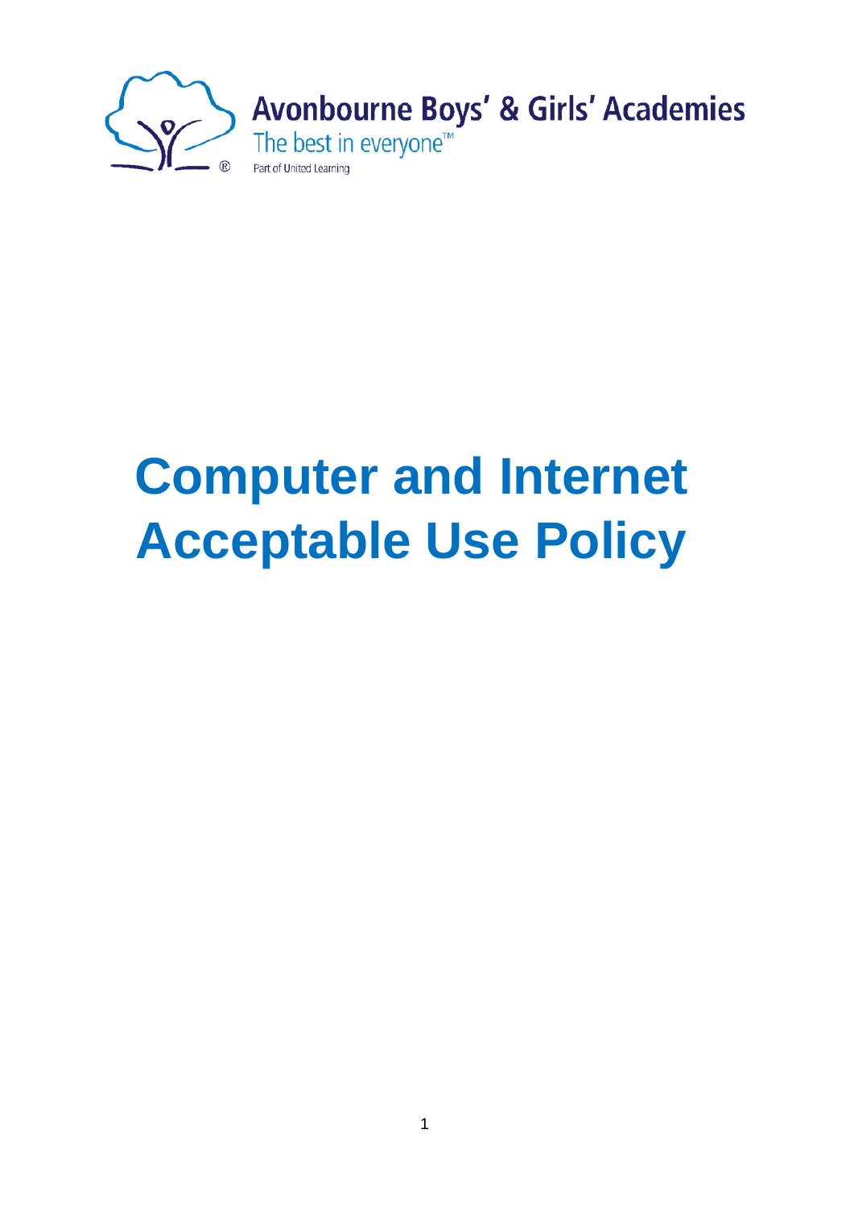Avonbourne Boys' & Girls' Academies

The best in everyone™

Part of United Learning

# Computer and Internet Acceptable Use Policy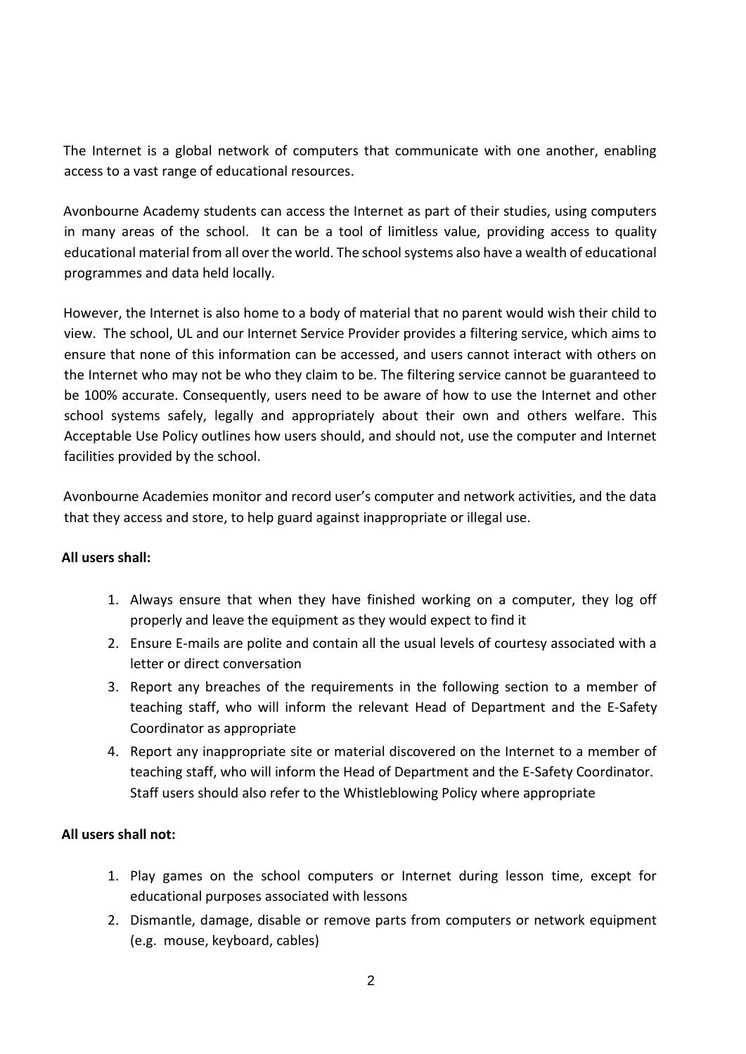The Internet is a global network of computers that communicate with one another, enabling access to a vast range of educational resources.

Avonbourne Academy students can access the Internet as part of their studies, using computers in many areas of the school. It can be a tool of limitless value, providing access to quality educational material from all over the world. The school systems also have a wealth of educational programmes and data held locally.

However, the Internet is also home to a body of material that no parent would wish their child to view. The school, UL and our Internet Service Provider provides a filtering service, which aims to ensure that none of this information can be accessed, and users cannot interact with others on the Internet who may not be who they claim to be. The filtering service cannot be guaranteed to be 100% accurate. Consequently, users need to be aware of how to use the Internet and other school systems safely, legally and appropriately about their own and others welfare. This Acceptable Use Policy outlines how users should, and should not, use the computer and Internet facilities provided by the school.

Avonbourne Academies monitor and record user's computer and network activities, and the data that they access and store, to help guard against inappropriate or illegal use.

**All users shall:**

1. Always ensure that when they have finished working on a computer, they log off properly and leave the equipment as they would expect to find it
2. Ensure E-mails are polite and contain all the usual levels of courtesy associated with a letter or direct conversation
3. Report any breaches of the requirements in the following section to a member of teaching staff, who will inform the relevant Head of Department and the E-Safety Coordinator as appropriate
4. Report any inappropriate site or material discovered on the Internet to a member of teaching staff, who will inform the Head of Department and the E-Safety Coordinator. Staff users should also refer to the Whistleblowing Policy where appropriate

**All users shall not:**

1. Play games on the school computers or Internet during lesson time, except for educational purposes associated with lessons
2. Dismantle, damage, disable or remove parts from computers or network equipment (e.g. mouse, keyboard, cables)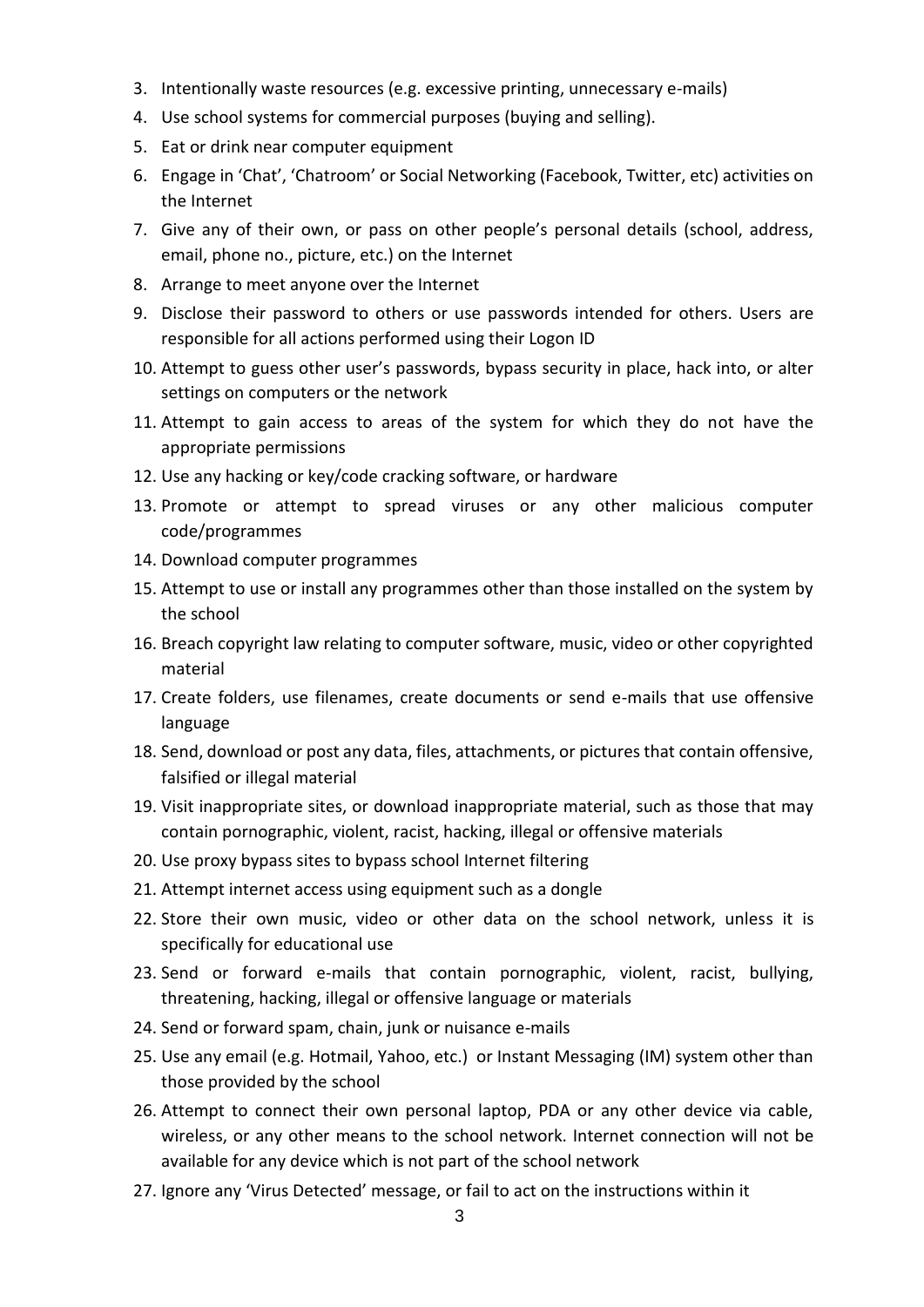3. Intentionally waste resources (e.g. excessive printing, unnecessary e-mails)
4. Use school systems for commercial purposes (buying and selling).
5. Eat or drink near computer equipment
6. Engage in 'Chat', 'Chatroom' or Social Networking (Facebook, Twitter, etc) activities on the Internet
7. Give any of their own, or pass on other people's personal details (school, address, email, phone no., picture, etc.) on the Internet
8. Arrange to meet anyone over the Internet
9. Disclose their password to others or use passwords intended for others. Users are responsible for all actions performed using their Logon ID
10. Attempt to guess other user's passwords, bypass security in place, hack into, or alter settings on computers or the network
11. Attempt to gain access to areas of the system for which they do not have the appropriate permissions
12. Use any hacking or key/code cracking software, or hardware
13. Promote or attempt to spread viruses or any other malicious computer code/programmes
14. Download computer programmes
15. Attempt to use or install any programmes other than those installed on the system by the school
16. Breach copyright law relating to computer software, music, video or other copyrighted material
17. Create folders, use filenames, create documents or send e-mails that use offensive language
18. Send, download or post any data, files, attachments, or pictures that contain offensive, falsified or illegal material
19. Visit inappropriate sites, or download inappropriate material, such as those that may contain pornographic, violent, racist, hacking, illegal or offensive materials
20. Use proxy bypass sites to bypass school Internet filtering
21. Attempt internet access using equipment such as a dongle
22. Store their own music, video or other data on the school network, unless it is specifically for educational use
23. Send or forward e-mails that contain pornographic, violent, racist, bullying, threatening, hacking, illegal or offensive language or materials
24. Send or forward spam, chain, junk or nuisance e-mails
25. Use any email (e.g. Hotmail, Yahoo, etc.) or Instant Messaging (IM) system other than those provided by the school
26. Attempt to connect their own personal laptop, PDA or any other device via cable, wireless, or any other means to the school network. Internet connection will not be available for any device which is not part of the school network
27. Ignore any 'Virus Detected' message, or fail to act on the instructions within it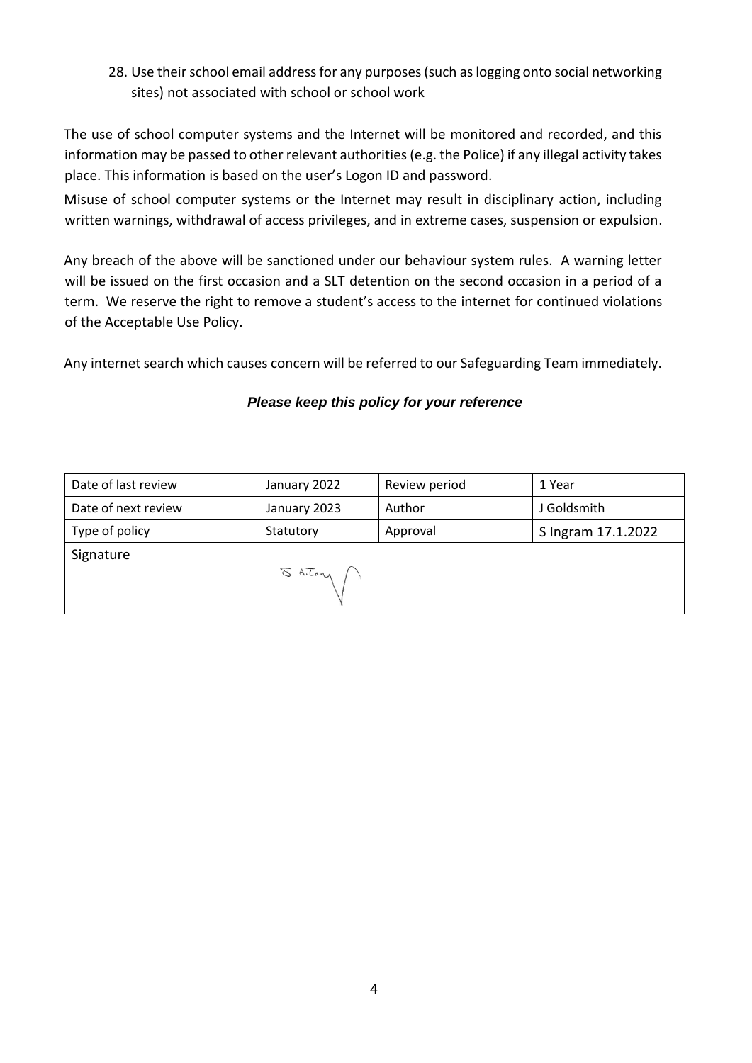28. Use their school email address for any purposes (such as logging onto social networking sites) not associated with school or school work

The use of school computer systems and the Internet will be monitored and recorded, and this information may be passed to other relevant authorities (e.g. the Police) if any illegal activity takes place. This information is based on the user's Logon ID and password.

Misuse of school computer systems or the Internet may result in disciplinary action, including written warnings, withdrawal of access privileges, and in extreme cases, suspension or expulsion.

Any breach of the above will be sanctioned under our behaviour system rules. A warning letter will be issued on the first occasion and a SLT detention on the second occasion in a period of a term. We reserve the right to remove a student's access to the internet for continued violations of the Acceptable Use Policy.

Any internet search which causes concern will be referred to our Safeguarding Team immediately.

***Please keep this policy for your reference***

| | | | |
|---|---|---|---|
| Date of last review | January 2022 | Review period | 1 Year |
| Date of next review | January 2023 | Author | J Goldsmith |
| Type of policy | Statutory | Approval | S Ingram 17.1.2022 |
| Signature | S AIng | | |